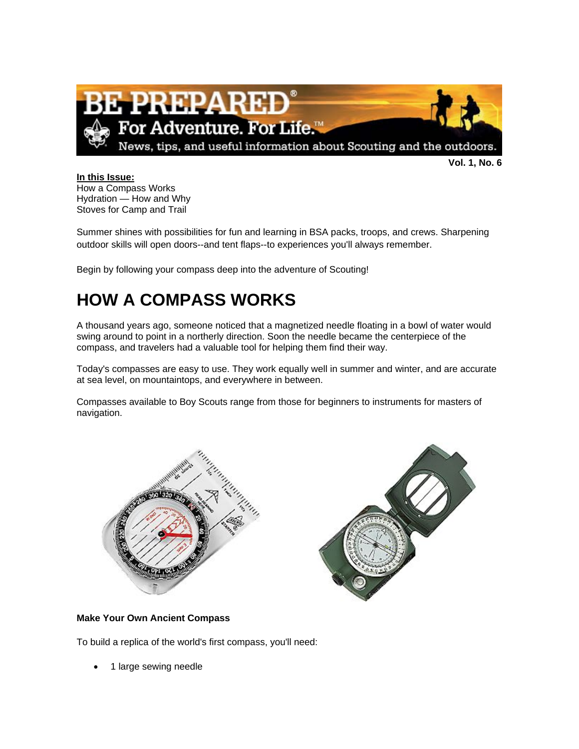Vol. 1, No. 6

**In this Issue:**
How a Compass Works
Hydration — How and Why
Stoves for Camp and Trail

Summer shines with possibilities for fun and learning in BSA packs, troops, and crews. Sharpening outdoor skills will open doors--and tent flaps--to experiences you'll always remember.

Begin by following your compass deep into the adventure of Scouting!

# HOW A COMPASS WORKS

A thousand years ago, someone noticed that a magnetized needle floating in a bowl of water would swing around to point in a northerly direction. Soon the needle became the centerpiece of the compass, and travelers had a valuable tool for helping them find their way.

Today's compasses are easy to use. They work equally well in summer and winter, and are accurate at sea level, on mountaintops, and everywhere in between.

Compasses available to Boy Scouts range from those for beginners to instruments for masters of navigation.

**Make Your Own Ancient Compass**

To build a replica of the world's first compass, you'll need:

- 1 large sewing needle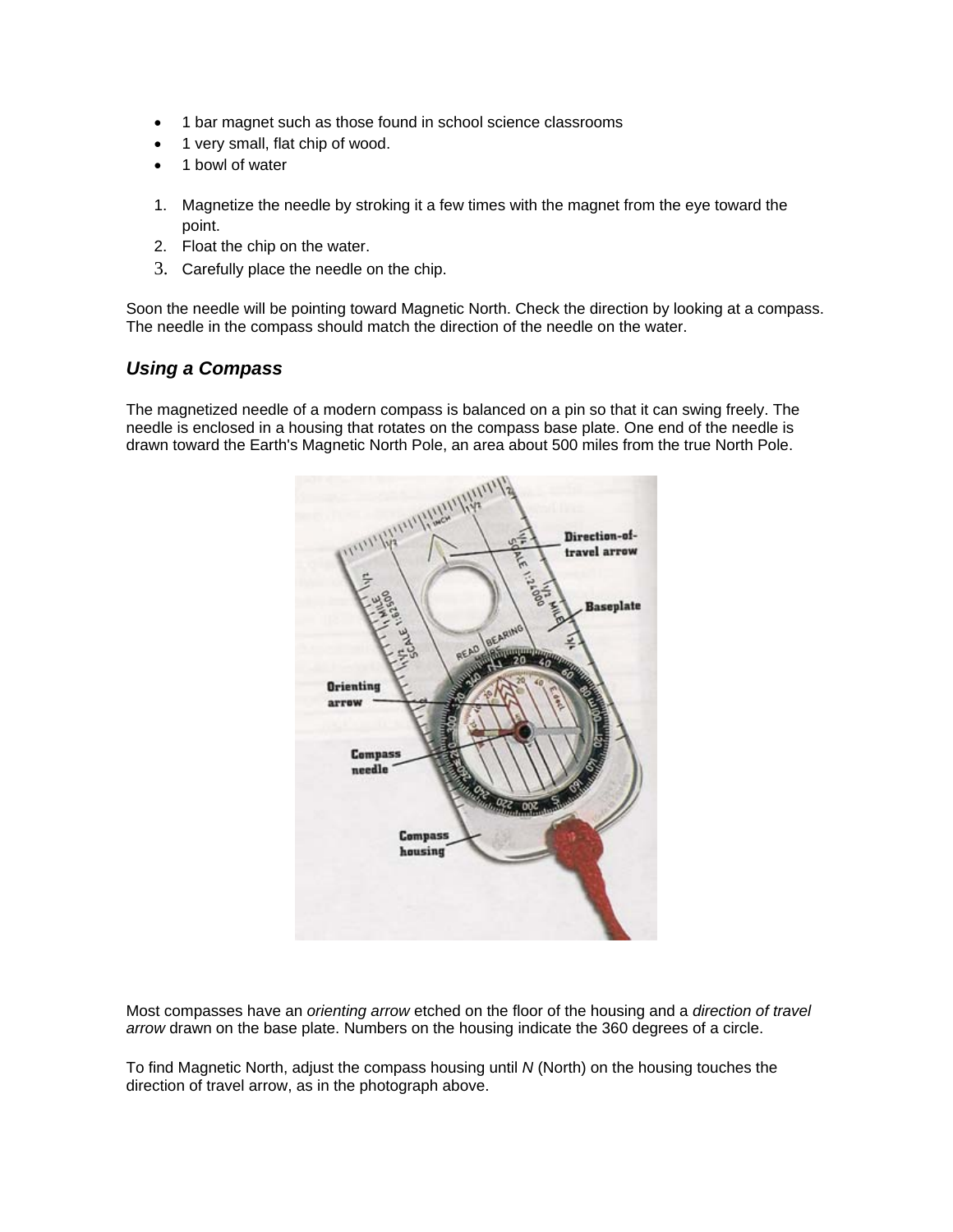- 1 bar magnet such as those found in school science classrooms
- 1 very small, flat chip of wood.
- 1 bowl of water

1. Magnetize the needle by stroking it a few times with the magnet from the eye toward the point.
2. Float the chip on the water.
3. Carefully place the needle on the chip.

Soon the needle will be pointing toward Magnetic North. Check the direction by looking at a compass. The needle in the compass should match the direction of the needle on the water.

### *Using a Compass*

The magnetized needle of a modern compass is balanced on a pin so that it can swing freely. The needle is enclosed in a housing that rotates on the compass base plate. One end of the needle is drawn toward the Earth's Magnetic North Pole, an area about 500 miles from the true North Pole.

Most compasses have an *orienting arrow* etched on the floor of the housing and a *direction of travel arrow* drawn on the base plate. Numbers on the housing indicate the 360 degrees of a circle.

To find Magnetic North, adjust the compass housing until *N* (North) on the housing touches the direction of travel arrow, as in the photograph above.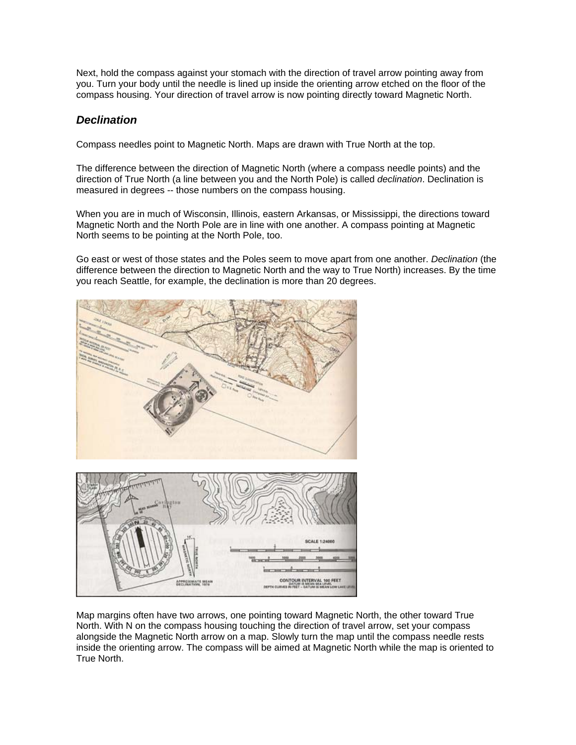Next, hold the compass against your stomach with the direction of travel arrow pointing away from you. Turn your body until the needle is lined up inside the orienting arrow etched on the floor of the compass housing. Your direction of travel arrow is now pointing directly toward Magnetic North.

### *Declination*

Compass needles point to Magnetic North. Maps are drawn with True North at the top.

The difference between the direction of Magnetic North (where a compass needle points) and the direction of True North (a line between you and the North Pole) is called *declination*. Declination is measured in degrees -- those numbers on the compass housing.

When you are in much of Wisconsin, Illinois, eastern Arkansas, or Mississippi, the directions toward Magnetic North and the North Pole are in line with one another. A compass pointing at Magnetic North seems to be pointing at the North Pole, too.

Go east or west of those states and the Poles seem to move apart from one another. *Declination* (the difference between the direction to Magnetic North and the way to True North) increases. By the time you reach Seattle, for example, the declination is more than 20 degrees.

Map margins often have two arrows, one pointing toward Magnetic North, the other toward True North. With N on the compass housing touching the direction of travel arrow, set your compass alongside the Magnetic North arrow on a map. Slowly turn the map until the compass needle rests inside the orienting arrow. The compass will be aimed at Magnetic North while the map is oriented to True North.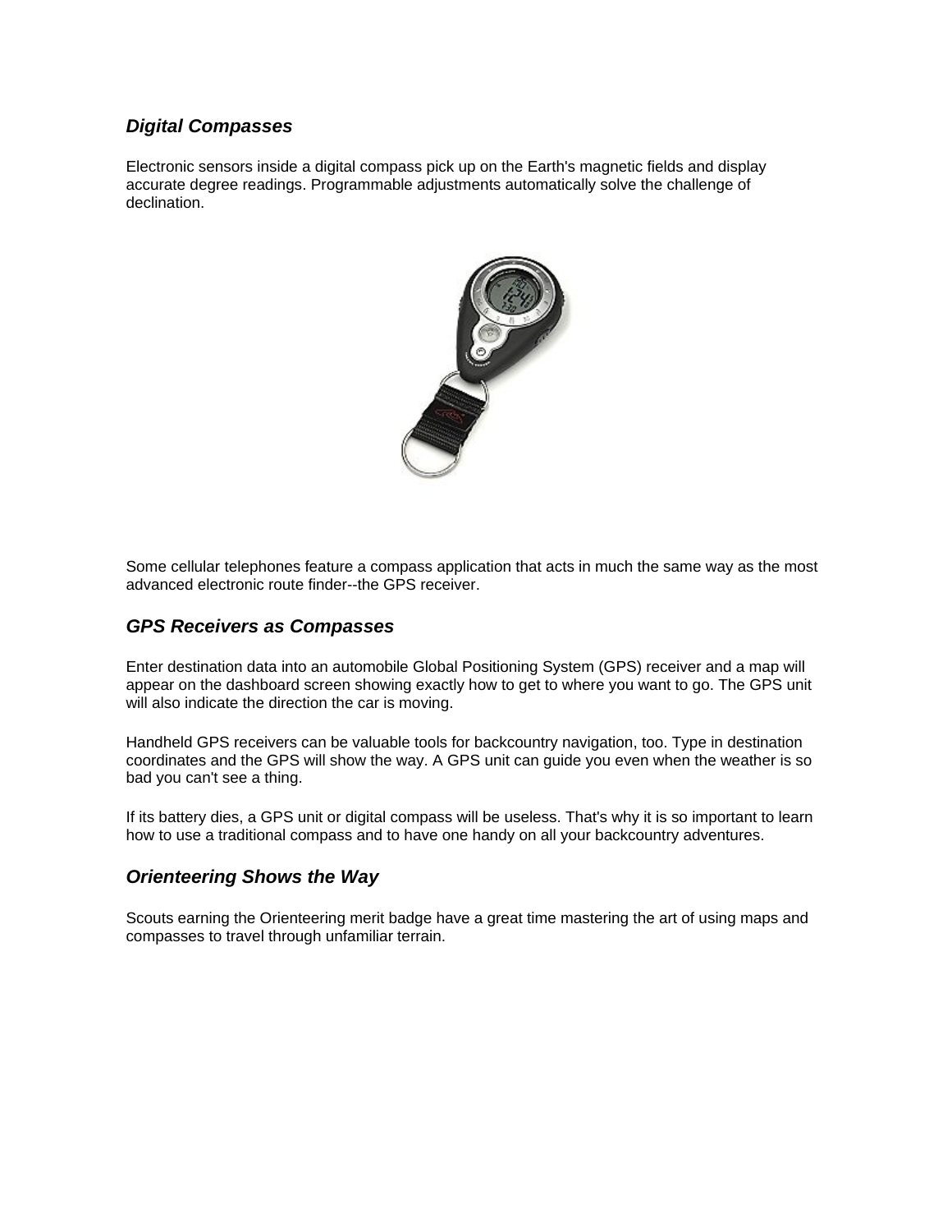### *Digital Compasses*

Electronic sensors inside a digital compass pick up on the Earth's magnetic fields and display accurate degree readings. Programmable adjustments automatically solve the challenge of declination.

Some cellular telephones feature a compass application that acts in much the same way as the most advanced electronic route finder--the GPS receiver.

### *GPS Receivers as Compasses*

Enter destination data into an automobile Global Positioning System (GPS) receiver and a map will appear on the dashboard screen showing exactly how to get to where you want to go. The GPS unit will also indicate the direction the car is moving.

Handheld GPS receivers can be valuable tools for backcountry navigation, too. Type in destination coordinates and the GPS will show the way. A GPS unit can guide you even when the weather is so bad you can't see a thing.

If its battery dies, a GPS unit or digital compass will be useless. That's why it is so important to learn how to use a traditional compass and to have one handy on all your backcountry adventures.

### *Orienteering Shows the Way*

Scouts earning the Orienteering merit badge have a great time mastering the art of using maps and compasses to travel through unfamiliar terrain.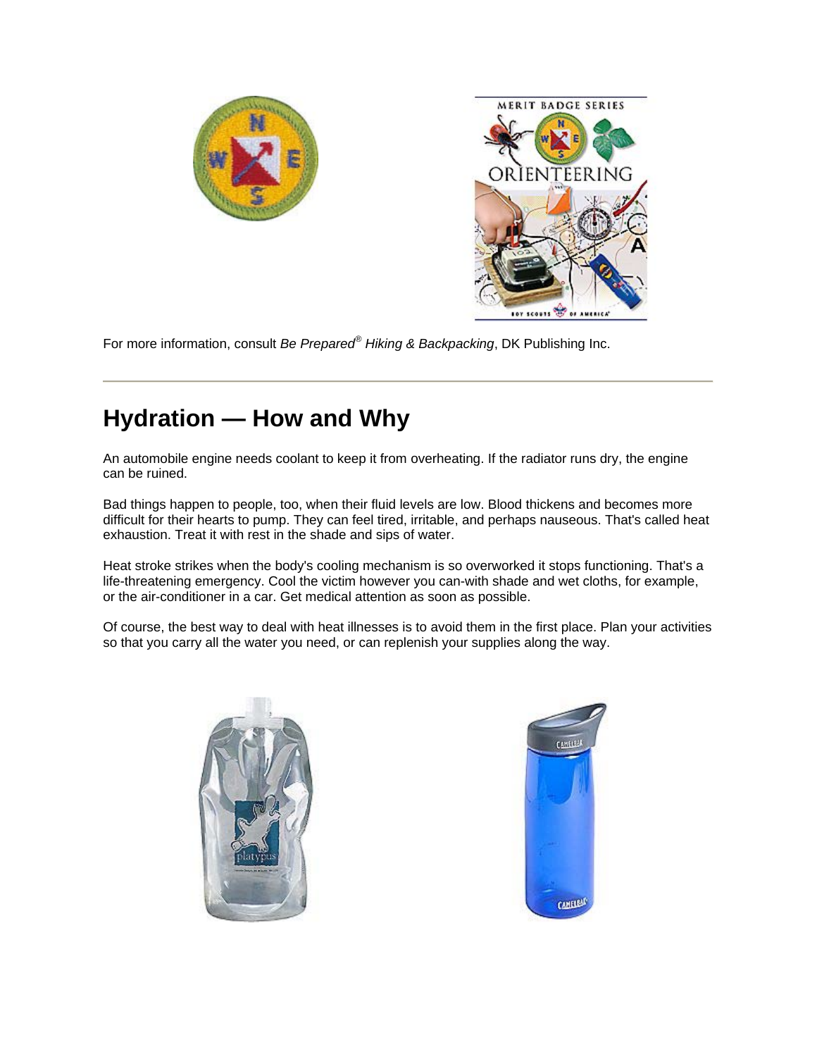For more information, consult *Be Prepared® Hiking & Backpacking*, DK Publishing Inc.

---

## Hydration — How and Why

An automobile engine needs coolant to keep it from overheating. If the radiator runs dry, the engine can be ruined.

Bad things happen to people, too, when their fluid levels are low. Blood thickens and becomes more difficult for their hearts to pump. They can feel tired, irritable, and perhaps nauseous. That's called heat exhaustion. Treat it with rest in the shade and sips of water.

Heat stroke strikes when the body's cooling mechanism is so overworked it stops functioning. That's a life-threatening emergency. Cool the victim however you can-with shade and wet cloths, for example, or the air-conditioner in a car. Get medical attention as soon as possible.

Of course, the best way to deal with heat illnesses is to avoid them in the first place. Plan your activities so that you carry all the water you need, or can replenish your supplies along the way.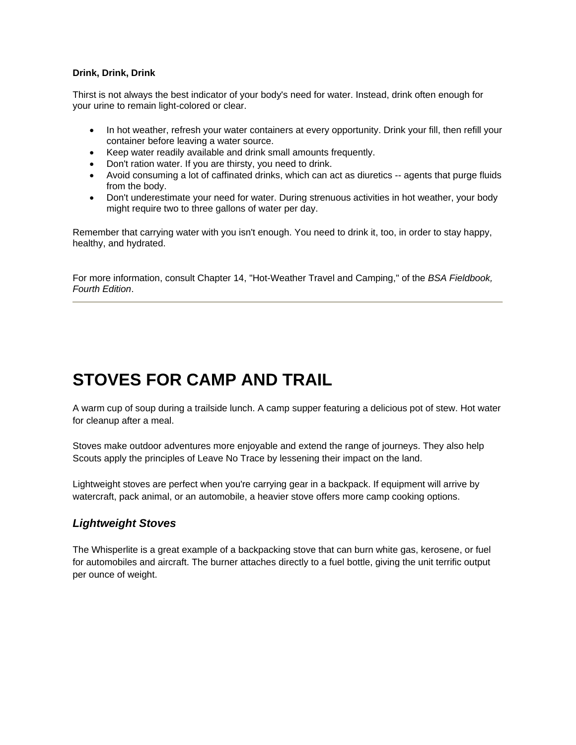**Drink, Drink, Drink**

Thirst is not always the best indicator of your body's need for water. Instead, drink often enough for your urine to remain light-colored or clear.

- In hot weather, refresh your water containers at every opportunity. Drink your fill, then refill your container before leaving a water source.
- Keep water readily available and drink small amounts frequently.
- Don't ration water. If you are thirsty, you need to drink.
- Avoid consuming a lot of caffinated drinks, which can act as diuretics -- agents that purge fluids from the body.
- Don't underestimate your need for water. During strenuous activities in hot weather, your body might require two to three gallons of water per day.

Remember that carrying water with you isn't enough. You need to drink it, too, in order to stay happy, healthy, and hydrated.

For more information, consult Chapter 14, "Hot-Weather Travel and Camping," of the *BSA Fieldbook, Fourth Edition*.

---

# STOVES FOR CAMP AND TRAIL

A warm cup of soup during a trailside lunch. A camp supper featuring a delicious pot of stew. Hot water for cleanup after a meal.

Stoves make outdoor adventures more enjoyable and extend the range of journeys. They also help Scouts apply the principles of Leave No Trace by lessening their impact on the land.

Lightweight stoves are perfect when you're carrying gear in a backpack. If equipment will arrive by watercraft, pack animal, or an automobile, a heavier stove offers more camp cooking options.

### *Lightweight Stoves*

The Whisperlite is a great example of a backpacking stove that can burn white gas, kerosene, or fuel for automobiles and aircraft. The burner attaches directly to a fuel bottle, giving the unit terrific output per ounce of weight.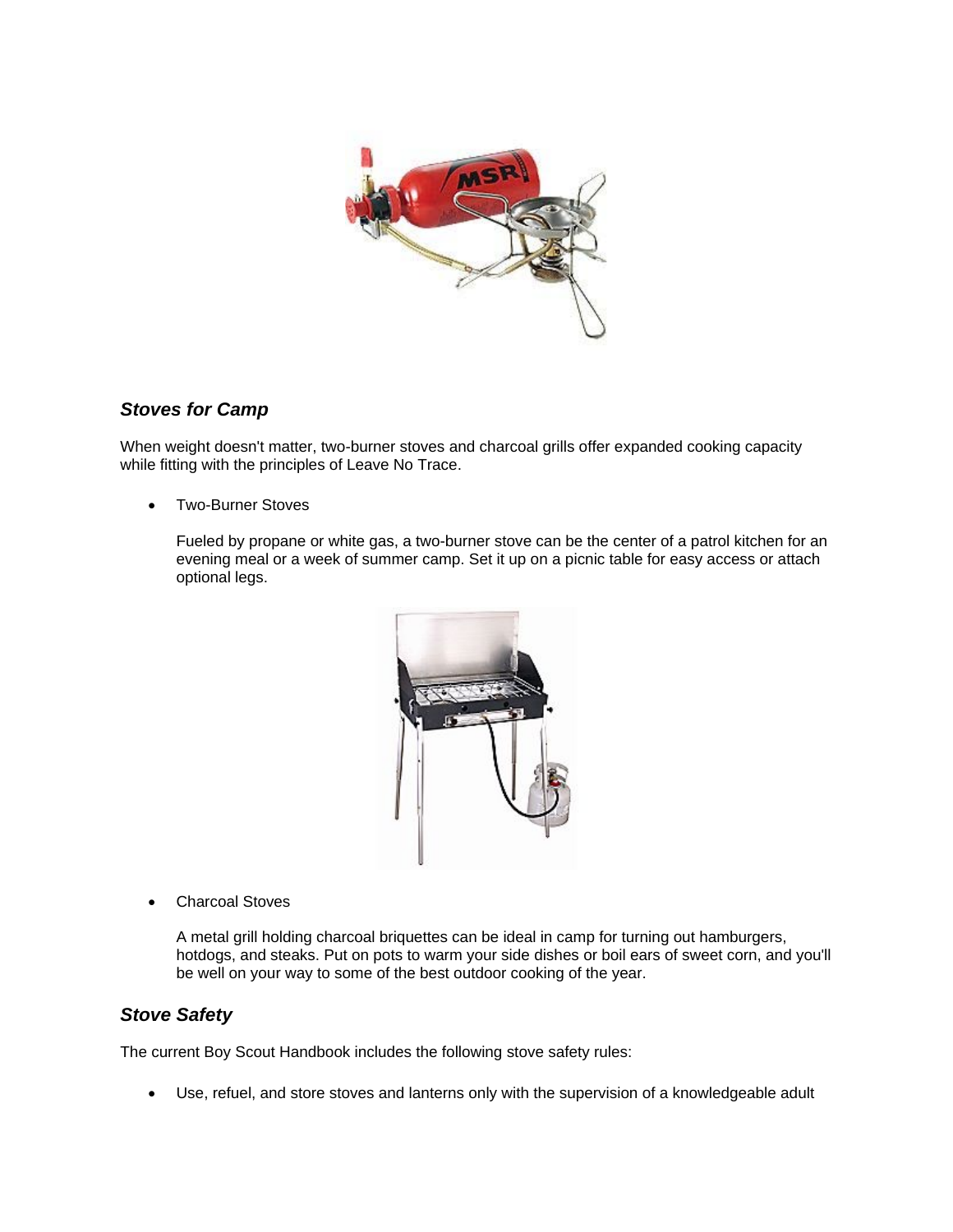### *Stoves for Camp*

When weight doesn't matter, two-burner stoves and charcoal grills offer expanded cooking capacity while fitting with the principles of Leave No Trace.

- Two-Burner Stoves

  Fueled by propane or white gas, a two-burner stove can be the center of a patrol kitchen for an evening meal or a week of summer camp. Set it up on a picnic table for easy access or attach optional legs.

- Charcoal Stoves

  A metal grill holding charcoal briquettes can be ideal in camp for turning out hamburgers, hotdogs, and steaks. Put on pots to warm your side dishes or boil ears of sweet corn, and you'll be well on your way to some of the best outdoor cooking of the year.

### *Stove Safety*

The current Boy Scout Handbook includes the following stove safety rules:

- Use, refuel, and store stoves and lanterns only with the supervision of a knowledgeable adult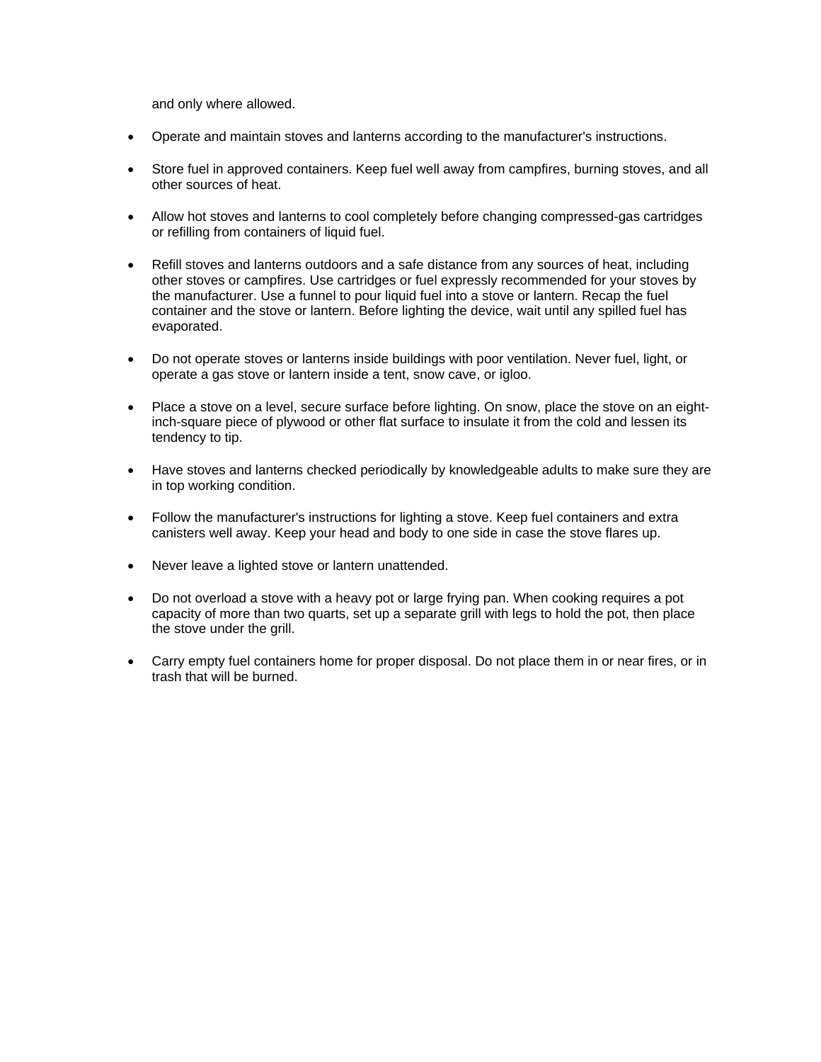and only where allowed.

- Operate and maintain stoves and lanterns according to the manufacturer's instructions.
- Store fuel in approved containers. Keep fuel well away from campfires, burning stoves, and all other sources of heat.
- Allow hot stoves and lanterns to cool completely before changing compressed-gas cartridges or refilling from containers of liquid fuel.
- Refill stoves and lanterns outdoors and a safe distance from any sources of heat, including other stoves or campfires. Use cartridges or fuel expressly recommended for your stoves by the manufacturer. Use a funnel to pour liquid fuel into a stove or lantern. Recap the fuel container and the stove or lantern. Before lighting the device, wait until any spilled fuel has evaporated.
- Do not operate stoves or lanterns inside buildings with poor ventilation. Never fuel, light, or operate a gas stove or lantern inside a tent, snow cave, or igloo.
- Place a stove on a level, secure surface before lighting. On snow, place the stove on an eight-inch-square piece of plywood or other flat surface to insulate it from the cold and lessen its tendency to tip.
- Have stoves and lanterns checked periodically by knowledgeable adults to make sure they are in top working condition.
- Follow the manufacturer's instructions for lighting a stove. Keep fuel containers and extra canisters well away. Keep your head and body to one side in case the stove flares up.
- Never leave a lighted stove or lantern unattended.
- Do not overload a stove with a heavy pot or large frying pan. When cooking requires a pot capacity of more than two quarts, set up a separate grill with legs to hold the pot, then place the stove under the grill.
- Carry empty fuel containers home for proper disposal. Do not place them in or near fires, or in trash that will be burned.